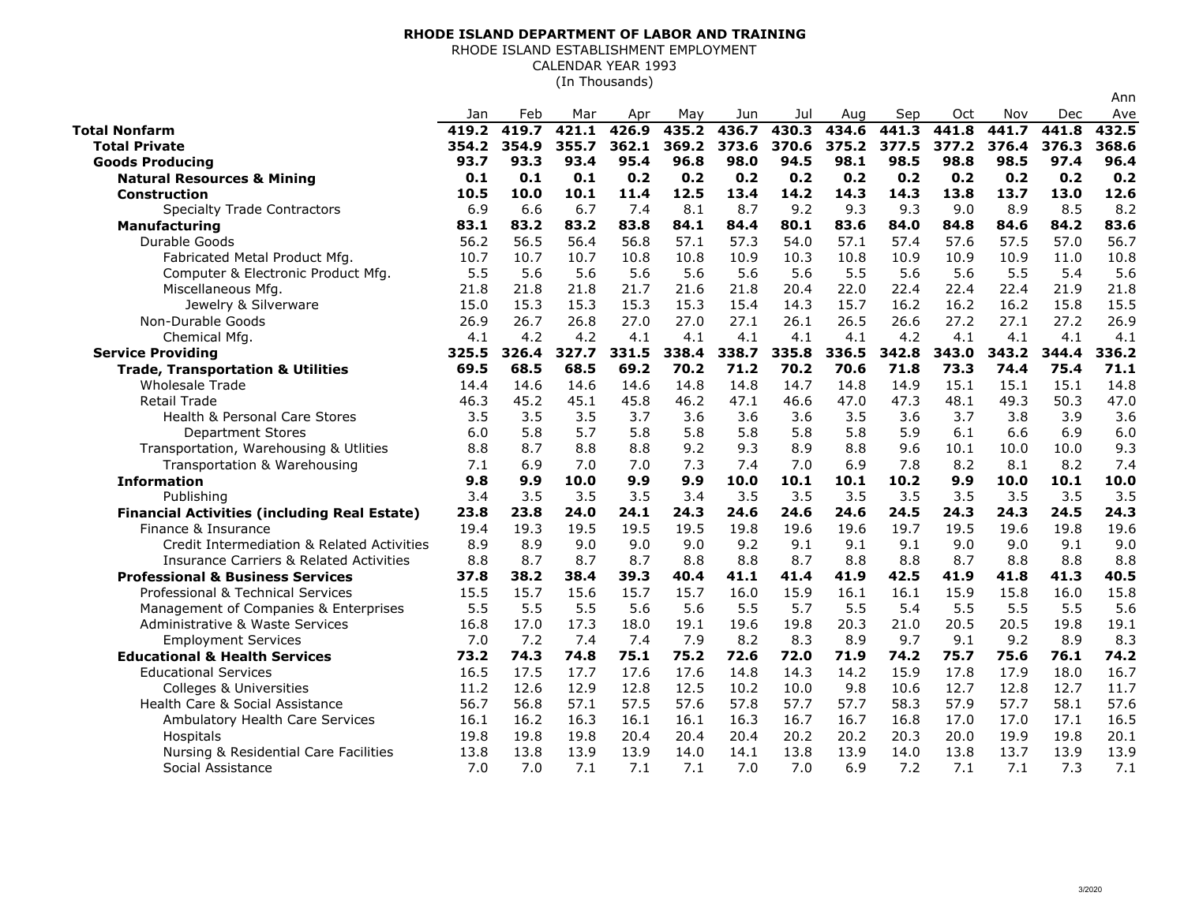**RHODE ISLAND DEPARTMENT OF LABOR AND TRAINING**

RHODE ISLAND ESTABLISHMENT EMPLOYMENT

CALENDAR YEAR 1993

(In Thousands)

| | Jan | Feb | Mar | Apr | May | Jun | Jul | Aug | Sep | Oct | Nov | Dec | Ann Ave |
|---|---|---|---|---|---|---|---|---|---|---|---|---|---|
| **Total Nonfarm** | **419.2** | **419.7** | **421.1** | **426.9** | **435.2** | **436.7** | **430.3** | **434.6** | **441.3** | **441.8** | **441.7** | **441.8** | **432.5** |
| **Total Private** | **354.2** | **354.9** | **355.7** | **362.1** | **369.2** | **373.6** | **370.6** | **375.2** | **377.5** | **377.2** | **376.4** | **376.3** | **368.6** |
| **Goods Producing** | **93.7** | **93.3** | **93.4** | **95.4** | **96.8** | **98.0** | **94.5** | **98.1** | **98.5** | **98.8** | **98.5** | **97.4** | **96.4** |
| **Natural Resources & Mining** | **0.1** | **0.1** | **0.1** | **0.2** | **0.2** | **0.2** | **0.2** | **0.2** | **0.2** | **0.2** | **0.2** | **0.2** | **0.2** |
| **Construction** | **10.5** | **10.0** | **10.1** | **11.4** | **12.5** | **13.4** | **14.2** | **14.3** | **14.3** | **13.8** | **13.7** | **13.0** | **12.6** |
| Specialty Trade Contractors | 6.9 | 6.6 | 6.7 | 7.4 | 8.1 | 8.7 | 9.2 | 9.3 | 9.3 | 9.0 | 8.9 | 8.5 | 8.2 |
| **Manufacturing** | **83.1** | **83.2** | **83.2** | **83.8** | **84.1** | **84.4** | **80.1** | **83.6** | **84.0** | **84.8** | **84.6** | **84.2** | **83.6** |
| Durable Goods | 56.2 | 56.5 | 56.4 | 56.8 | 57.1 | 57.3 | 54.0 | 57.1 | 57.4 | 57.6 | 57.5 | 57.0 | 56.7 |
| Fabricated Metal Product Mfg. | 10.7 | 10.7 | 10.7 | 10.8 | 10.8 | 10.9 | 10.3 | 10.8 | 10.9 | 10.9 | 10.9 | 11.0 | 10.8 |
| Computer & Electronic Product Mfg. | 5.5 | 5.6 | 5.6 | 5.6 | 5.6 | 5.6 | 5.6 | 5.5 | 5.6 | 5.6 | 5.5 | 5.4 | 5.6 |
| Miscellaneous Mfg. | 21.8 | 21.8 | 21.8 | 21.7 | 21.6 | 21.8 | 20.4 | 22.0 | 22.4 | 22.4 | 22.4 | 21.9 | 21.8 |
| Jewelry & Silverware | 15.0 | 15.3 | 15.3 | 15.3 | 15.3 | 15.4 | 14.3 | 15.7 | 16.2 | 16.2 | 16.2 | 15.8 | 15.5 |
| Non-Durable Goods | 26.9 | 26.7 | 26.8 | 27.0 | 27.0 | 27.1 | 26.1 | 26.5 | 26.6 | 27.2 | 27.1 | 27.2 | 26.9 |
| Chemical Mfg. | 4.1 | 4.2 | 4.2 | 4.1 | 4.1 | 4.1 | 4.1 | 4.1 | 4.2 | 4.1 | 4.1 | 4.1 | 4.1 |
| **Service Providing** | **325.5** | **326.4** | **327.7** | **331.5** | **338.4** | **338.7** | **335.8** | **336.5** | **342.8** | **343.0** | **343.2** | **344.4** | **336.2** |
| **Trade, Transportation & Utilities** | **69.5** | **68.5** | **68.5** | **69.2** | **70.2** | **71.2** | **70.2** | **70.6** | **71.8** | **73.3** | **74.4** | **75.4** | **71.1** |
| Wholesale Trade | 14.4 | 14.6 | 14.6 | 14.6 | 14.8 | 14.8 | 14.7 | 14.8 | 14.9 | 15.1 | 15.1 | 15.1 | 14.8 |
| Retail Trade | 46.3 | 45.2 | 45.1 | 45.8 | 46.2 | 47.1 | 46.6 | 47.0 | 47.3 | 48.1 | 49.3 | 50.3 | 47.0 |
| Health & Personal Care Stores | 3.5 | 3.5 | 3.5 | 3.7 | 3.6 | 3.6 | 3.6 | 3.5 | 3.6 | 3.7 | 3.8 | 3.9 | 3.6 |
| Department Stores | 6.0 | 5.8 | 5.7 | 5.8 | 5.8 | 5.8 | 5.8 | 5.8 | 5.9 | 6.1 | 6.6 | 6.9 | 6.0 |
| Transportation, Warehousing & Utlities | 8.8 | 8.7 | 8.8 | 8.8 | 9.2 | 9.3 | 8.9 | 8.8 | 9.6 | 10.1 | 10.0 | 10.0 | 9.3 |
| Transportation & Warehousing | 7.1 | 6.9 | 7.0 | 7.0 | 7.3 | 7.4 | 7.0 | 6.9 | 7.8 | 8.2 | 8.1 | 8.2 | 7.4 |
| **Information** | **9.8** | **9.9** | **10.0** | **9.9** | **9.9** | **10.0** | **10.1** | **10.1** | **10.2** | **9.9** | **10.0** | **10.1** | **10.0** |
| Publishing | 3.4 | 3.5 | 3.5 | 3.5 | 3.4 | 3.5 | 3.5 | 3.5 | 3.5 | 3.5 | 3.5 | 3.5 | 3.5 |
| **Financial Activities (including Real Estate)** | **23.8** | **23.8** | **24.0** | **24.1** | **24.3** | **24.6** | **24.6** | **24.6** | **24.5** | **24.3** | **24.3** | **24.5** | **24.3** |
| Finance & Insurance | 19.4 | 19.3 | 19.5 | 19.5 | 19.5 | 19.8 | 19.6 | 19.6 | 19.7 | 19.5 | 19.6 | 19.8 | 19.6 |
| Credit Intermediation & Related Activities | 8.9 | 8.9 | 9.0 | 9.0 | 9.0 | 9.2 | 9.1 | 9.1 | 9.1 | 9.0 | 9.0 | 9.1 | 9.0 |
| Insurance Carriers & Related Activities | 8.8 | 8.7 | 8.7 | 8.7 | 8.8 | 8.8 | 8.7 | 8.8 | 8.8 | 8.7 | 8.8 | 8.8 | 8.8 |
| **Professional & Business Services** | **37.8** | **38.2** | **38.4** | **39.3** | **40.4** | **41.1** | **41.4** | **41.9** | **42.5** | **41.9** | **41.8** | **41.3** | **40.5** |
| Professional & Technical Services | 15.5 | 15.7 | 15.6 | 15.7 | 15.7 | 16.0 | 15.9 | 16.1 | 16.1 | 15.9 | 15.8 | 16.0 | 15.8 |
| Management of Companies & Enterprises | 5.5 | 5.5 | 5.5 | 5.6 | 5.6 | 5.5 | 5.7 | 5.5 | 5.4 | 5.5 | 5.5 | 5.5 | 5.6 |
| Administrative & Waste Services | 16.8 | 17.0 | 17.3 | 18.0 | 19.1 | 19.6 | 19.8 | 20.3 | 21.0 | 20.5 | 20.5 | 19.8 | 19.1 |
| Employment Services | 7.0 | 7.2 | 7.4 | 7.4 | 7.9 | 8.2 | 8.3 | 8.9 | 9.7 | 9.1 | 9.2 | 8.9 | 8.3 |
| **Educational & Health Services** | **73.2** | **74.3** | **74.8** | **75.1** | **75.2** | **72.6** | **72.0** | **71.9** | **74.2** | **75.7** | **75.6** | **76.1** | **74.2** |
| Educational Services | 16.5 | 17.5 | 17.7 | 17.6 | 17.6 | 14.8 | 14.3 | 14.2 | 15.9 | 17.8 | 17.9 | 18.0 | 16.7 |
| Colleges & Universities | 11.2 | 12.6 | 12.9 | 12.8 | 12.5 | 10.2 | 10.0 | 9.8 | 10.6 | 12.7 | 12.8 | 12.7 | 11.7 |
| Health Care & Social Assistance | 56.7 | 56.8 | 57.1 | 57.5 | 57.6 | 57.8 | 57.7 | 57.7 | 58.3 | 57.9 | 57.7 | 58.1 | 57.6 |
| Ambulatory Health Care Services | 16.1 | 16.2 | 16.3 | 16.1 | 16.1 | 16.3 | 16.7 | 16.7 | 16.8 | 17.0 | 17.0 | 17.1 | 16.5 |
| Hospitals | 19.8 | 19.8 | 19.8 | 20.4 | 20.4 | 20.4 | 20.2 | 20.2 | 20.3 | 20.0 | 19.9 | 19.8 | 20.1 |
| Nursing & Residential Care Facilities | 13.8 | 13.8 | 13.9 | 13.9 | 14.0 | 14.1 | 13.8 | 13.9 | 14.0 | 13.8 | 13.7 | 13.9 | 13.9 |
| Social Assistance | 7.0 | 7.0 | 7.1 | 7.1 | 7.1 | 7.0 | 7.0 | 6.9 | 7.2 | 7.1 | 7.1 | 7.3 | 7.1 |

3/2020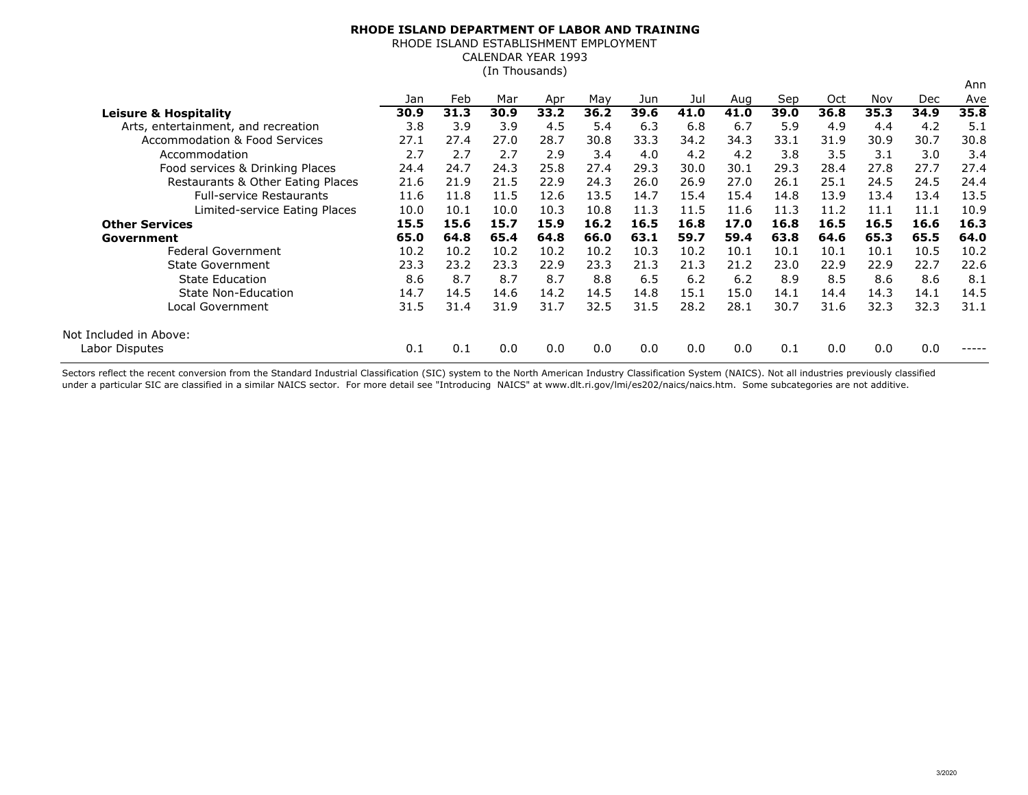**RHODE ISLAND DEPARTMENT OF LABOR AND TRAINING**
RHODE ISLAND ESTABLISHMENT EMPLOYMENT
CALENDAR YEAR 1993
(In Thousands)

| | Jan | Feb | Mar | Apr | May | Jun | Jul | Aug | Sep | Oct | Nov | Dec | Ann Ave |
|---|---|---|---|---|---|---|---|---|---|---|---|---|---|
| **Leisure & Hospitality** | **30.9** | **31.3** | **30.9** | **33.2** | **36.2** | **39.6** | **41.0** | **41.0** | **39.0** | **36.8** | **35.3** | **34.9** | **35.8** |
| Arts, entertainment, and recreation | 3.8 | 3.9 | 3.9 | 4.5 | 5.4 | 6.3 | 6.8 | 6.7 | 5.9 | 4.9 | 4.4 | 4.2 | 5.1 |
| Accommodation & Food Services | 27.1 | 27.4 | 27.0 | 28.7 | 30.8 | 33.3 | 34.2 | 34.3 | 33.1 | 31.9 | 30.9 | 30.7 | 30.8 |
| Accommodation | 2.7 | 2.7 | 2.7 | 2.9 | 3.4 | 4.0 | 4.2 | 4.2 | 3.8 | 3.5 | 3.1 | 3.0 | 3.4 |
| Food services & Drinking Places | 24.4 | 24.7 | 24.3 | 25.8 | 27.4 | 29.3 | 30.0 | 30.1 | 29.3 | 28.4 | 27.8 | 27.7 | 27.4 |
| Restaurants & Other Eating Places | 21.6 | 21.9 | 21.5 | 22.9 | 24.3 | 26.0 | 26.9 | 27.0 | 26.1 | 25.1 | 24.5 | 24.5 | 24.4 |
| Full-service Restaurants | 11.6 | 11.8 | 11.5 | 12.6 | 13.5 | 14.7 | 15.4 | 15.4 | 14.8 | 13.9 | 13.4 | 13.4 | 13.5 |
| Limited-service Eating Places | 10.0 | 10.1 | 10.0 | 10.3 | 10.8 | 11.3 | 11.5 | 11.6 | 11.3 | 11.2 | 11.1 | 11.1 | 10.9 |
| **Other Services** | **15.5** | **15.6** | **15.7** | **15.9** | **16.2** | **16.5** | **16.8** | **17.0** | **16.8** | **16.5** | **16.5** | **16.6** | **16.3** |
| **Government** | **65.0** | **64.8** | **65.4** | **64.8** | **66.0** | **63.1** | **59.7** | **59.4** | **63.8** | **64.6** | **65.3** | **65.5** | **64.0** |
| Federal Government | 10.2 | 10.2 | 10.2 | 10.2 | 10.2 | 10.3 | 10.2 | 10.1 | 10.1 | 10.1 | 10.1 | 10.5 | 10.2 |
| State Government | 23.3 | 23.2 | 23.3 | 22.9 | 23.3 | 21.3 | 21.3 | 21.2 | 23.0 | 22.9 | 22.9 | 22.7 | 22.6 |
| State Education | 8.6 | 8.7 | 8.7 | 8.7 | 8.8 | 6.5 | 6.2 | 6.2 | 8.9 | 8.5 | 8.6 | 8.6 | 8.1 |
| State Non-Education | 14.7 | 14.5 | 14.6 | 14.2 | 14.5 | 14.8 | 15.1 | 15.0 | 14.1 | 14.4 | 14.3 | 14.1 | 14.5 |
| Local Government | 31.5 | 31.4 | 31.9 | 31.7 | 32.5 | 31.5 | 28.2 | 28.1 | 30.7 | 31.6 | 32.3 | 32.3 | 31.1 |
| Not Included in Above: | | | | | | | | | | | | | |
| Labor Disputes | 0.1 | 0.1 | 0.0 | 0.0 | 0.0 | 0.0 | 0.0 | 0.0 | 0.1 | 0.0 | 0.0 | 0.0 | ----- |

Sectors reflect the recent conversion from the Standard Industrial Classification (SIC) system to the North American Industry Classification System (NAICS). Not all industries previously classified under a particular SIC are classified in a similar NAICS sector. For more detail see "Introducing NAICS" at www.dlt.ri.gov/lmi/es202/naics/naics.htm. Some subcategories are not additive.

3/2020